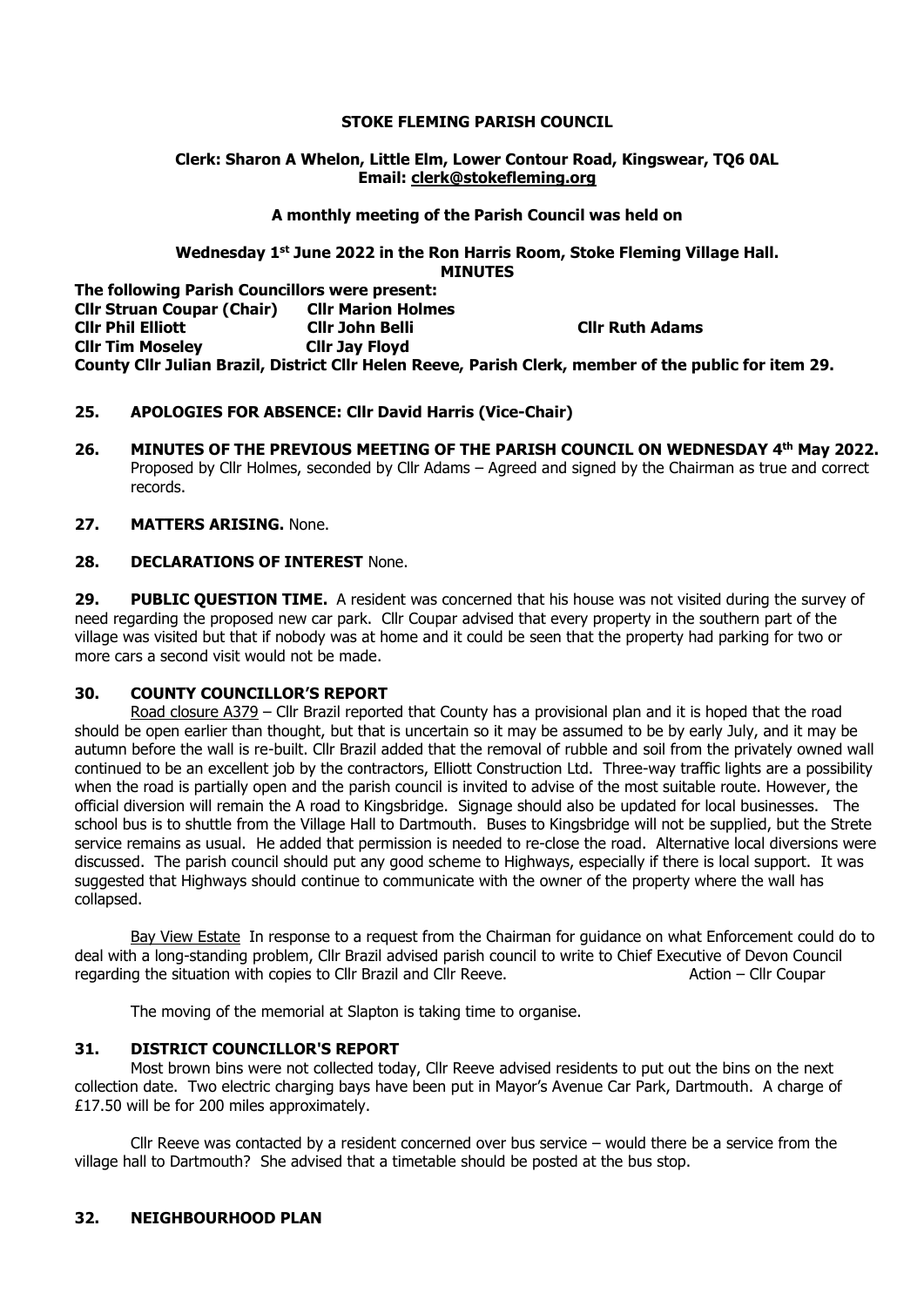**STOKE FLEMING PARISH COUNCIL**

**Clerk: Sharon A Whelon, Little Elm, Lower Contour Road, Kingswear, TQ6 0AL**
**Email: clerk@stokefleming.org**

**A monthly meeting of the Parish Council was held on**

**Wednesday 1st June 2022 in the Ron Harris Room, Stoke Fleming Village Hall.**
**MINUTES**

**The following Parish Councillors were present:**
**Cllr Struan Coupar (Chair)** **Cllr Marion Holmes**
**Cllr Phil Elliott** **Cllr John Belli** **Cllr Ruth Adams**
**Cllr Tim Moseley** **Cllr Jay Floyd**
**County Cllr Julian Brazil, District Cllr Helen Reeve, Parish Clerk, member of the public for item 29.**

**25. APOLOGIES FOR ABSENCE: Cllr David Harris (Vice-Chair)**

**26. MINUTES OF THE PREVIOUS MEETING OF THE PARISH COUNCIL ON WEDNESDAY 4th May 2022.** Proposed by Cllr Holmes, seconded by Cllr Adams – Agreed and signed by the Chairman as true and correct records.

**27. MATTERS ARISING.** None.

**28. DECLARATIONS OF INTEREST** None.

**29. PUBLIC QUESTION TIME.** A resident was concerned that his house was not visited during the survey of need regarding the proposed new car park. Cllr Coupar advised that every property in the southern part of the village was visited but that if nobody was at home and it could be seen that the property had parking for two or more cars a second visit would not be made.

**30. COUNTY COUNCILLOR'S REPORT**

Road closure A379 – Cllr Brazil reported that County has a provisional plan and it is hoped that the road should be open earlier than thought, but that is uncertain so it may be assumed to be by early July, and it may be autumn before the wall is re-built. Cllr Brazil added that the removal of rubble and soil from the privately owned wall continued to be an excellent job by the contractors, Elliott Construction Ltd. Three-way traffic lights are a possibility when the road is partially open and the parish council is invited to advise of the most suitable route. However, the official diversion will remain the A road to Kingsbridge. Signage should also be updated for local businesses. The school bus is to shuttle from the Village Hall to Dartmouth. Buses to Kingsbridge will not be supplied, but the Strete service remains as usual. He added that permission is needed to re-close the road. Alternative local diversions were discussed. The parish council should put any good scheme to Highways, especially if there is local support. It was suggested that Highways should continue to communicate with the owner of the property where the wall has collapsed.

Bay View Estate In response to a request from the Chairman for guidance on what Enforcement could do to deal with a long-standing problem, Cllr Brazil advised parish council to write to Chief Executive of Devon Council regarding the situation with copies to Cllr Brazil and Cllr Reeve. Action – Cllr Coupar

The moving of the memorial at Slapton is taking time to organise.

**31. DISTRICT COUNCILLOR'S REPORT**

Most brown bins were not collected today, Cllr Reeve advised residents to put out the bins on the next collection date. Two electric charging bays have been put in Mayor's Avenue Car Park, Dartmouth. A charge of £17.50 will be for 200 miles approximately.

Cllr Reeve was contacted by a resident concerned over bus service – would there be a service from the village hall to Dartmouth? She advised that a timetable should be posted at the bus stop.

**32. NEIGHBOURHOOD PLAN**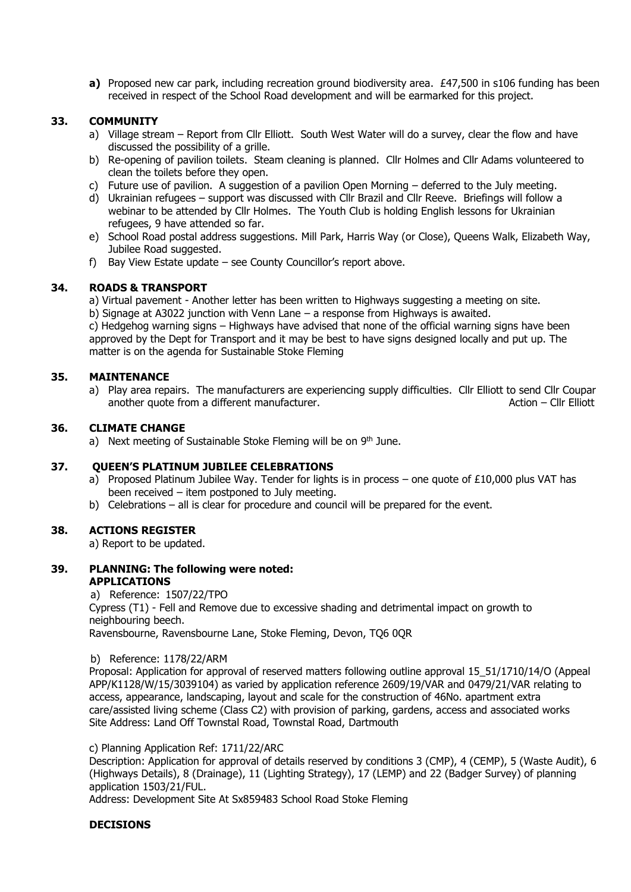**a)** Proposed new car park, including recreation ground biodiversity area. £47,500 in s106 funding has been received in respect of the School Road development and will be earmarked for this project.

## 33. COMMUNITY

a) Village stream – Report from Cllr Elliott. South West Water will do a survey, clear the flow and have discussed the possibility of a grille.
b) Re-opening of pavilion toilets. Steam cleaning is planned. Cllr Holmes and Cllr Adams volunteered to clean the toilets before they open.
c) Future use of pavilion. A suggestion of a pavilion Open Morning – deferred to the July meeting.
d) Ukrainian refugees – support was discussed with Cllr Brazil and Cllr Reeve. Briefings will follow a webinar to be attended by Cllr Holmes. The Youth Club is holding English lessons for Ukrainian refugees, 9 have attended so far.
e) School Road postal address suggestions. Mill Park, Harris Way (or Close), Queens Walk, Elizabeth Way, Jubilee Road suggested.
f) Bay View Estate update – see County Councillor's report above.

## 34. ROADS & TRANSPORT

a) Virtual pavement - Another letter has been written to Highways suggesting a meeting on site.
b) Signage at A3022 junction with Venn Lane – a response from Highways is awaited.
c) Hedgehog warning signs – Highways have advised that none of the official warning signs have been approved by the Dept for Transport and it may be best to have signs designed locally and put up. The matter is on the agenda for Sustainable Stoke Fleming

## 35. MAINTENANCE

a) Play area repairs. The manufacturers are experiencing supply difficulties. Cllr Elliott to send Cllr Coupar another quote from a different manufacturer. Action – Cllr Elliott

## 36. CLIMATE CHANGE

a) Next meeting of Sustainable Stoke Fleming will be on 9th June.

## 37. QUEEN'S PLATINUM JUBILEE CELEBRATIONS

a) Proposed Platinum Jubilee Way. Tender for lights is in process – one quote of £10,000 plus VAT has been received – item postponed to July meeting.
b) Celebrations – all is clear for procedure and council will be prepared for the event.

## 38. ACTIONS REGISTER

a) Report to be updated.

## 39. PLANNING: The following were noted:

**APPLICATIONS**

a) Reference: 1507/22/TPO
Cypress (T1) - Fell and Remove due to excessive shading and detrimental impact on growth to neighbouring beech.
Ravensbourne, Ravensbourne Lane, Stoke Fleming, Devon, TQ6 0QR

b) Reference: 1178/22/ARM
Proposal: Application for approval of reserved matters following outline approval 15_51/1710/14/O (Appeal APP/K1128/W/15/3039104) as varied by application reference 2609/19/VAR and 0479/21/VAR relating to access, appearance, landscaping, layout and scale for the construction of 46No. apartment extra care/assisted living scheme (Class C2) with provision of parking, gardens, access and associated works
Site Address: Land Off Townstal Road, Townstal Road, Dartmouth

c) Planning Application Ref: 1711/22/ARC
Description: Application for approval of details reserved by conditions 3 (CMP), 4 (CEMP), 5 (Waste Audit), 6 (Highways Details), 8 (Drainage), 11 (Lighting Strategy), 17 (LEMP) and 22 (Badger Survey) of planning application 1503/21/FUL.
Address: Development Site At Sx859483 School Road Stoke Fleming

**DECISIONS**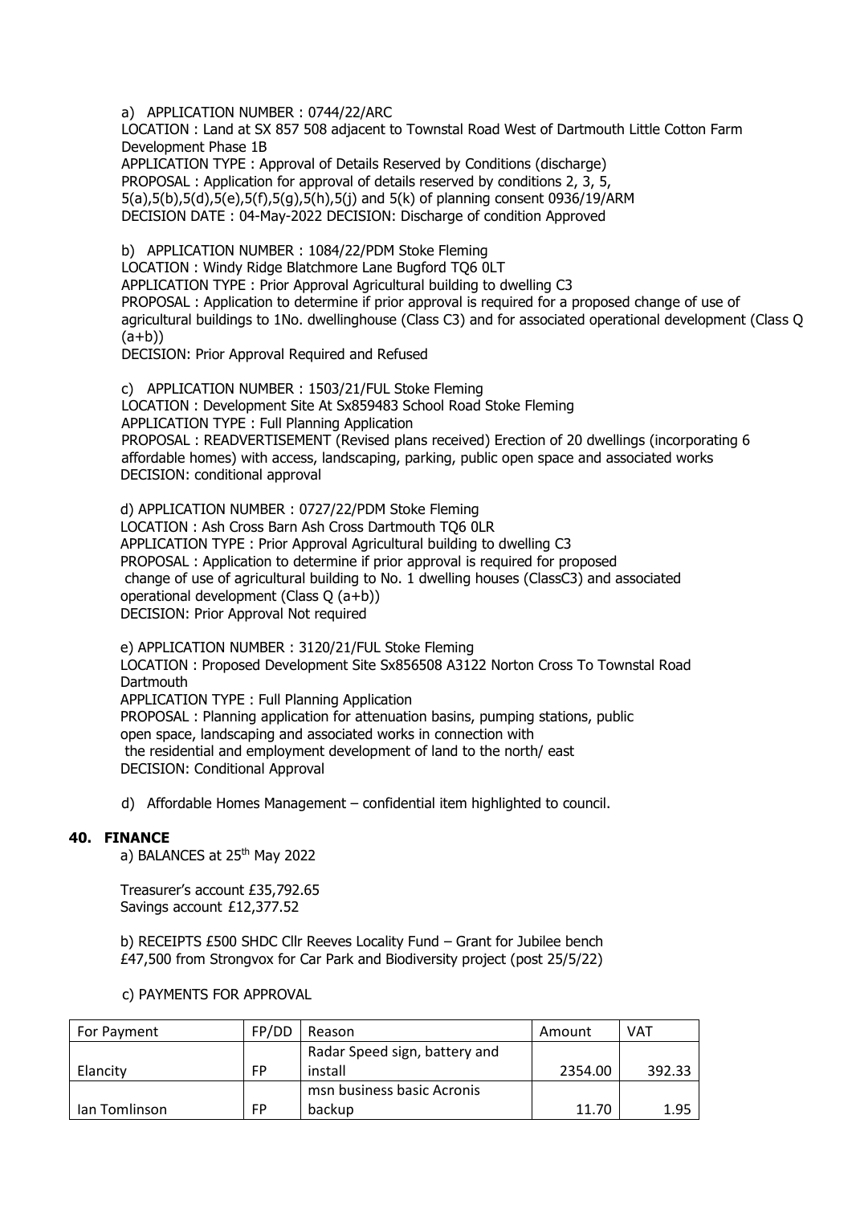a) APPLICATION NUMBER : 0744/22/ARC
LOCATION : Land at SX 857 508 adjacent to Townstal Road West of Dartmouth Little Cotton Farm Development Phase 1B
APPLICATION TYPE : Approval of Details Reserved by Conditions (discharge)
PROPOSAL : Application for approval of details reserved by conditions 2, 3, 5, 5(a),5(b),5(d),5(e),5(f),5(g),5(h),5(j) and 5(k) of planning consent 0936/19/ARM
DECISION DATE : 04-May-2022 DECISION: Discharge of condition Approved

b) APPLICATION NUMBER : 1084/22/PDM Stoke Fleming
LOCATION : Windy Ridge Blatchmore Lane Bugford TQ6 0LT
APPLICATION TYPE : Prior Approval Agricultural building to dwelling C3
PROPOSAL : Application to determine if prior approval is required for a proposed change of use of agricultural buildings to 1No. dwellinghouse (Class C3) and for associated operational development (Class Q (a+b))
DECISION: Prior Approval Required and Refused

c) APPLICATION NUMBER : 1503/21/FUL Stoke Fleming
LOCATION : Development Site At Sx859483 School Road Stoke Fleming
APPLICATION TYPE : Full Planning Application
PROPOSAL : READVERTISEMENT (Revised plans received) Erection of 20 dwellings (incorporating 6 affordable homes) with access, landscaping, parking, public open space and associated works
DECISION: conditional approval

d) APPLICATION NUMBER : 0727/22/PDM Stoke Fleming
LOCATION : Ash Cross Barn Ash Cross Dartmouth TQ6 0LR
APPLICATION TYPE : Prior Approval Agricultural building to dwelling C3
PROPOSAL : Application to determine if prior approval is required for proposed change of use of agricultural building to No. 1 dwelling houses (ClassC3) and associated operational development (Class Q (a+b))
DECISION: Prior Approval Not required

e) APPLICATION NUMBER : 3120/21/FUL Stoke Fleming
LOCATION : Proposed Development Site Sx856508 A3122 Norton Cross To Townstal Road Dartmouth
APPLICATION TYPE : Full Planning Application
PROPOSAL : Planning application for attenuation basins, pumping stations, public open space, landscaping and associated works in connection with the residential and employment development of land to the north/ east
DECISION: Conditional Approval

d) Affordable Homes Management – confidential item highlighted to council.

## 40. FINANCE

a) BALANCES at 25th May 2022

Treasurer's account £35,792.65
Savings account £12,377.52

b) RECEIPTS £500 SHDC Cllr Reeves Locality Fund – Grant for Jubilee bench
£47,500 from Strongvox for Car Park and Biodiversity project (post 25/5/22)

c) PAYMENTS FOR APPROVAL

| For Payment | FP/DD | Reason | Amount | VAT |
|---|---|---|---|---|
| Elancity | FP | Radar Speed sign, battery and install | 2354.00 | 392.33 |
| Ian Tomlinson | FP | msn business basic Acronis backup | 11.70 | 1.95 |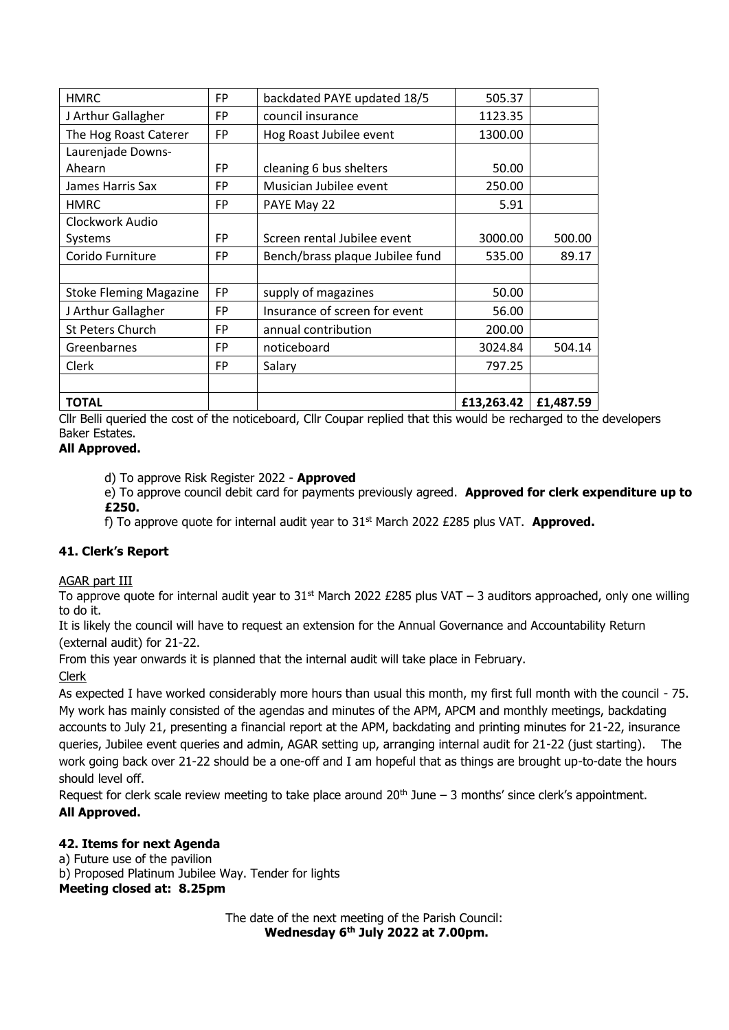| | | | | |
|---|---|---|---|---|
| HMRC | FP | backdated PAYE updated 18/5 | 505.37 | |
| J Arthur Gallagher | FP | council insurance | 1123.35 | |
| The Hog Roast Caterer | FP | Hog Roast Jubilee event | 1300.00 | |
| Laurenjade Downs-Ahearn | FP | cleaning 6 bus shelters | 50.00 | |
| James Harris Sax | FP | Musician Jubilee event | 250.00 | |
| HMRC | FP | PAYE May 22 | 5.91 | |
| Clockwork Audio Systems | FP | Screen rental Jubilee event | 3000.00 | 500.00 |
| Corido Furniture | FP | Bench/brass plaque Jubilee fund | 535.00 | 89.17 |
| | | | | |
| Stoke Fleming Magazine | FP | supply of magazines | 50.00 | |
| J Arthur Gallagher | FP | Insurance of screen for event | 56.00 | |
| St Peters Church | FP | annual contribution | 200.00 | |
| Greenbarnes | FP | noticeboard | 3024.84 | 504.14 |
| Clerk | FP | Salary | 797.25 | |
| | | | | |
| **TOTAL** | | | **£13,263.42** | **£1,487.59** |

Cllr Belli queried the cost of the noticeboard, Cllr Coupar replied that this would be recharged to the developers Baker Estates.

**All Approved.**

d) To approve Risk Register 2022 - **Approved**

e) To approve council debit card for payments previously agreed. **Approved for clerk expenditure up to £250.**

f) To approve quote for internal audit year to 31st March 2022 £285 plus VAT. **Approved.**

### 41. Clerk's Report

AGAR part III

To approve quote for internal audit year to 31st March 2022 £285 plus VAT – 3 auditors approached, only one willing to do it.

It is likely the council will have to request an extension for the Annual Governance and Accountability Return (external audit) for 21-22.

From this year onwards it is planned that the internal audit will take place in February.

Clerk

As expected I have worked considerably more hours than usual this month, my first full month with the council - 75. My work has mainly consisted of the agendas and minutes of the APM, APCM and monthly meetings, backdating accounts to July 21, presenting a financial report at the APM, backdating and printing minutes for 21-22, insurance queries, Jubilee event queries and admin, AGAR setting up, arranging internal audit for 21-22 (just starting). The work going back over 21-22 should be a one-off and I am hopeful that as things are brought up-to-date the hours should level off.

Request for clerk scale review meeting to take place around 20th June – 3 months' since clerk's appointment.

**All Approved.**

### 42. Items for next Agenda

a) Future use of the pavilion

b) Proposed Platinum Jubilee Way. Tender for lights

**Meeting closed at: 8.25pm**

The date of the next meeting of the Parish Council:

**Wednesday 6th July 2022 at 7.00pm.**